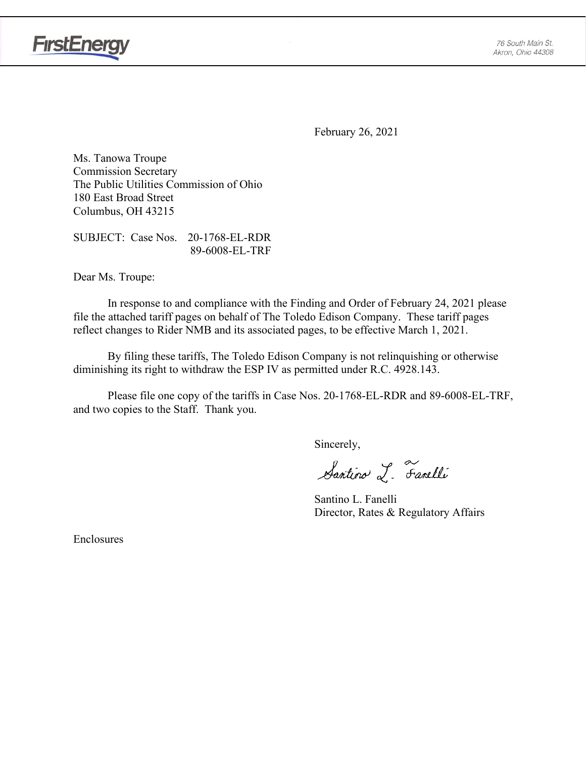FirstEnergy

76 South Main St.
Akron, Ohio 44308

February 26, 2021

Ms. Tanowa Troupe
Commission Secretary
The Public Utilities Commission of Ohio
180 East Broad Street
Columbus, OH 43215

SUBJECT: Case Nos. 20-1768-EL-RDR
89-6008-EL-TRF

Dear Ms. Troupe:

In response to and compliance with the Finding and Order of February 24, 2021 please file the attached tariff pages on behalf of The Toledo Edison Company. These tariff pages reflect changes to Rider NMB and its associated pages, to be effective March 1, 2021.

By filing these tariffs, The Toledo Edison Company is not relinquishing or otherwise diminishing its right to withdraw the ESP IV as permitted under R.C. 4928.143.

Please file one copy of the tariffs in Case Nos. 20-1768-EL-RDR and 89-6008-EL-TRF, and two copies to the Staff. Thank you.

Sincerely,

Santino L. Fanelli

Santino L. Fanelli
Director, Rates & Regulatory Affairs

Enclosures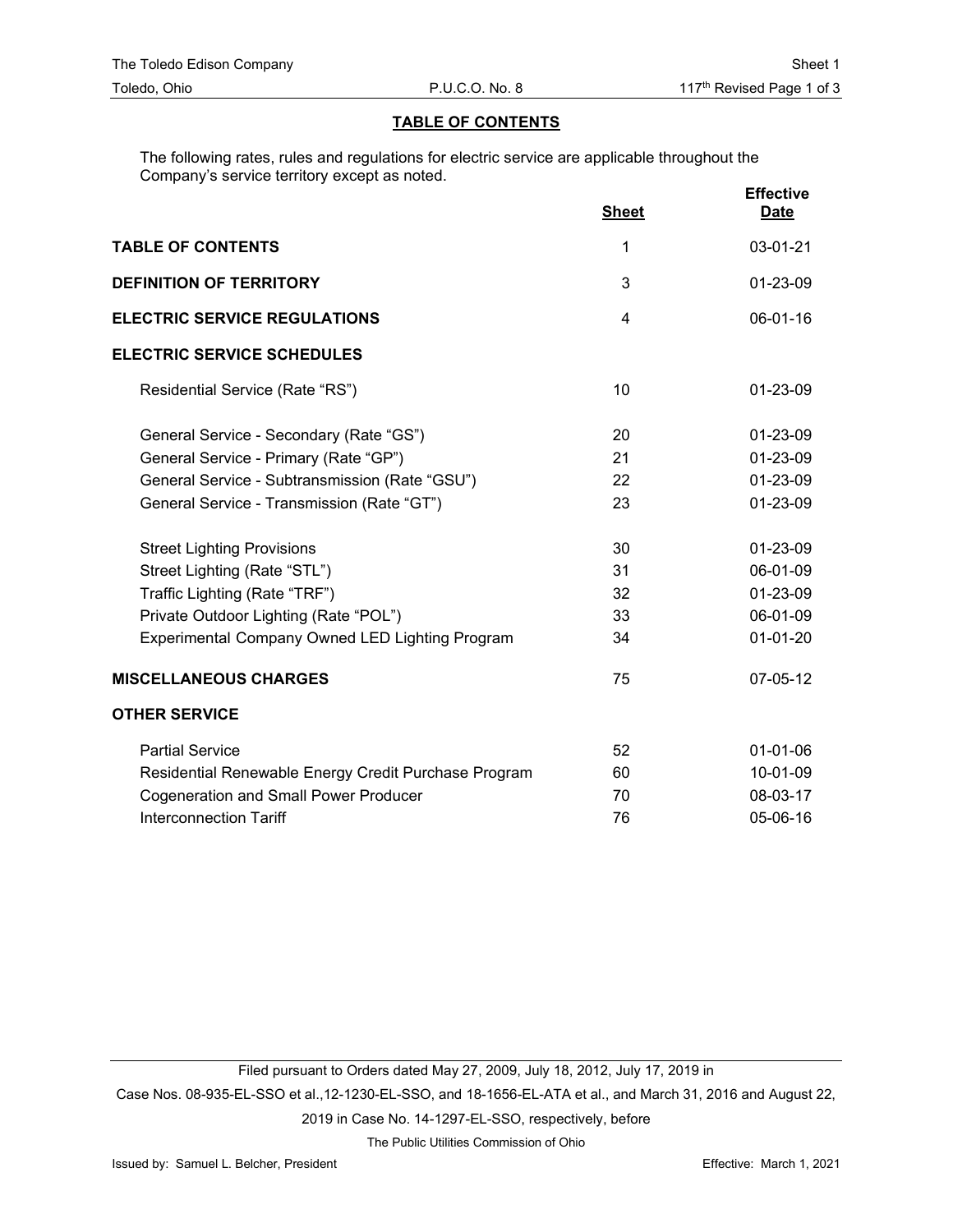## TABLE OF CONTENTS

The following rates, rules and regulations for electric service are applicable throughout the Company's service territory except as noted.

| | Sheet | Effective Date |
|---|---|---|
| **TABLE OF CONTENTS** | 1 | 03-01-21 |
| **DEFINITION OF TERRITORY** | 3 | 01-23-09 |
| **ELECTRIC SERVICE REGULATIONS** | 4 | 06-01-16 |
| **ELECTRIC SERVICE SCHEDULES** | | |
| Residential Service (Rate "RS") | 10 | 01-23-09 |
| General Service - Secondary (Rate "GS") | 20 | 01-23-09 |
| General Service - Primary (Rate "GP") | 21 | 01-23-09 |
| General Service - Subtransmission (Rate "GSU") | 22 | 01-23-09 |
| General Service - Transmission (Rate "GT") | 23 | 01-23-09 |
| Street Lighting Provisions | 30 | 01-23-09 |
| Street Lighting (Rate "STL") | 31 | 06-01-09 |
| Traffic Lighting (Rate "TRF") | 32 | 01-23-09 |
| Private Outdoor Lighting (Rate "POL") | 33 | 06-01-09 |
| Experimental Company Owned LED Lighting Program | 34 | 01-01-20 |
| **MISCELLANEOUS CHARGES** | 75 | 07-05-12 |
| **OTHER SERVICE** | | |
| Partial Service | 52 | 01-01-06 |
| Residential Renewable Energy Credit Purchase Program | 60 | 10-01-09 |
| Cogeneration and Small Power Producer | 70 | 08-03-17 |
| Interconnection Tariff | 76 | 05-06-16 |

Filed pursuant to Orders dated May 27, 2009, July 18, 2012, July 17, 2019 in Case Nos. 08-935-EL-SSO et al.,12-1230-EL-SSO, and 18-1656-EL-ATA et al., and March 31, 2016 and August 22, 2019 in Case No. 14-1297-EL-SSO, respectively, before The Public Utilities Commission of Ohio

Issued by: Samuel L. Belcher, President

Effective: March 1, 2021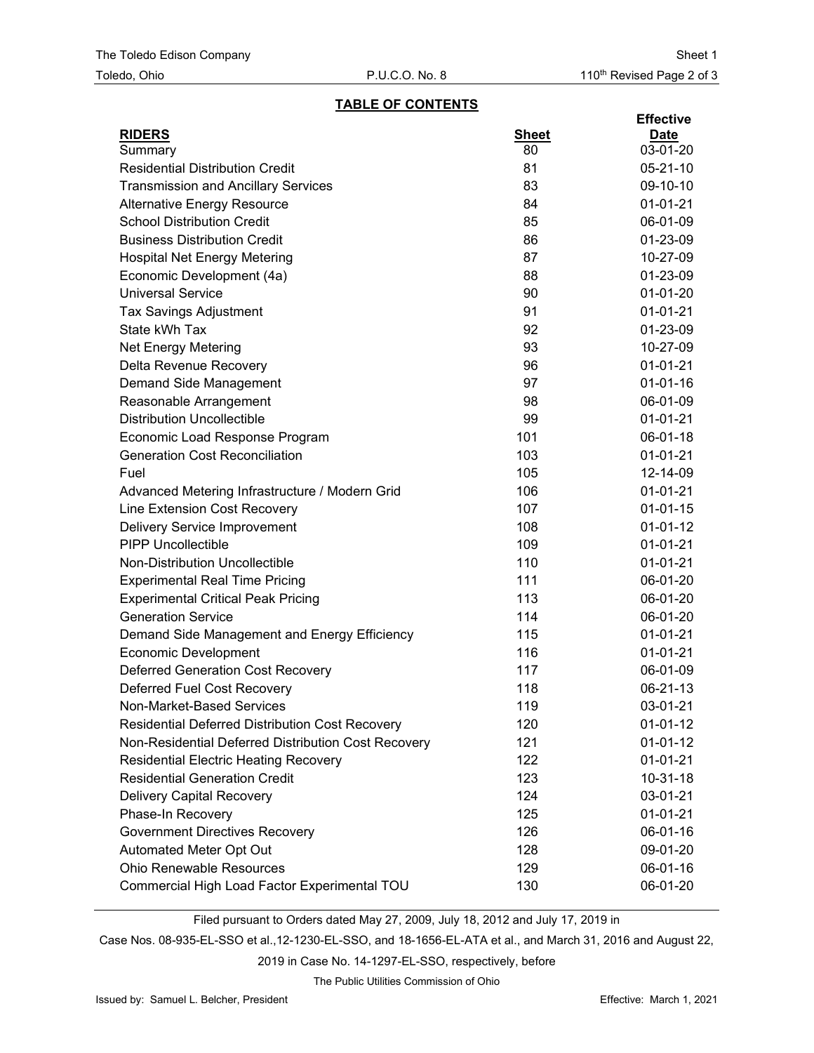## TABLE OF CONTENTS

| RIDERS | Sheet | Effective Date |
|---|---|---|
| Summary | 80 | 03-01-20 |
| Residential Distribution Credit | 81 | 05-21-10 |
| Transmission and Ancillary Services | 83 | 09-10-10 |
| Alternative Energy Resource | 84 | 01-01-21 |
| School Distribution Credit | 85 | 06-01-09 |
| Business Distribution Credit | 86 | 01-23-09 |
| Hospital Net Energy Metering | 87 | 10-27-09 |
| Economic Development (4a) | 88 | 01-23-09 |
| Universal Service | 90 | 01-01-20 |
| Tax Savings Adjustment | 91 | 01-01-21 |
| State kWh Tax | 92 | 01-23-09 |
| Net Energy Metering | 93 | 10-27-09 |
| Delta Revenue Recovery | 96 | 01-01-21 |
| Demand Side Management | 97 | 01-01-16 |
| Reasonable Arrangement | 98 | 06-01-09 |
| Distribution Uncollectible | 99 | 01-01-21 |
| Economic Load Response Program | 101 | 06-01-18 |
| Generation Cost Reconciliation | 103 | 01-01-21 |
| Fuel | 105 | 12-14-09 |
| Advanced Metering Infrastructure / Modern Grid | 106 | 01-01-21 |
| Line Extension Cost Recovery | 107 | 01-01-15 |
| Delivery Service Improvement | 108 | 01-01-12 |
| PIPP Uncollectible | 109 | 01-01-21 |
| Non-Distribution Uncollectible | 110 | 01-01-21 |
| Experimental Real Time Pricing | 111 | 06-01-20 |
| Experimental Critical Peak Pricing | 113 | 06-01-20 |
| Generation Service | 114 | 06-01-20 |
| Demand Side Management and Energy Efficiency | 115 | 01-01-21 |
| Economic Development | 116 | 01-01-21 |
| Deferred Generation Cost Recovery | 117 | 06-01-09 |
| Deferred Fuel Cost Recovery | 118 | 06-21-13 |
| Non-Market-Based Services | 119 | 03-01-21 |
| Residential Deferred Distribution Cost Recovery | 120 | 01-01-12 |
| Non-Residential Deferred Distribution Cost Recovery | 121 | 01-01-12 |
| Residential Electric Heating Recovery | 122 | 01-01-21 |
| Residential Generation Credit | 123 | 10-31-18 |
| Delivery Capital Recovery | 124 | 03-01-21 |
| Phase-In Recovery | 125 | 01-01-21 |
| Government Directives Recovery | 126 | 06-01-16 |
| Automated Meter Opt Out | 128 | 09-01-20 |
| Ohio Renewable Resources | 129 | 06-01-16 |
| Commercial High Load Factor Experimental TOU | 130 | 06-01-20 |

Filed pursuant to Orders dated May 27, 2009, July 18, 2012 and July 17, 2019 in Case Nos. 08-935-EL-SSO et al.,12-1230-EL-SSO, and 18-1656-EL-ATA et al., and March 31, 2016 and August 22, 2019 in Case No. 14-1297-EL-SSO, respectively, before The Public Utilities Commission of Ohio

Issued by: Samuel L. Belcher, President

Effective: March 1, 2021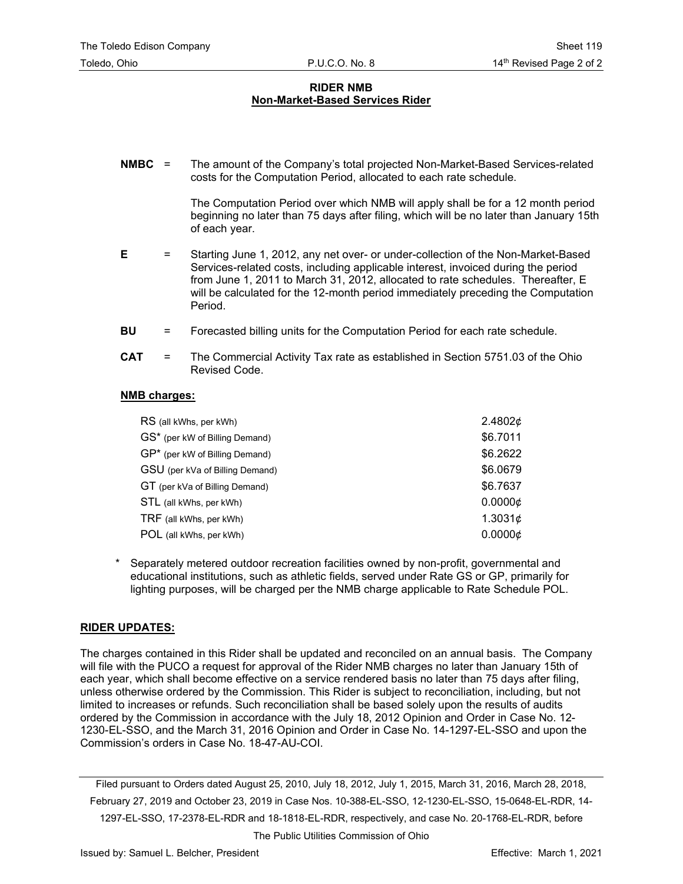## RIDER NMB
### Non-Market-Based Services Rider

**NMBC** = The amount of the Company's total projected Non-Market-Based Services-related costs for the Computation Period, allocated to each rate schedule.

The Computation Period over which NMB will apply shall be for a 12 month period beginning no later than 75 days after filing, which will be no later than January 15th of each year.

**E** = Starting June 1, 2012, any net over- or under-collection of the Non-Market-Based Services-related costs, including applicable interest, invoiced during the period from June 1, 2011 to March 31, 2012, allocated to rate schedules. Thereafter, E will be calculated for the 12-month period immediately preceding the Computation Period.

**BU** = Forecasted billing units for the Computation Period for each rate schedule.

**CAT** = The Commercial Activity Tax rate as established in Section 5751.03 of the Ohio Revised Code.

**NMB charges:**

| | |
|---|---|
| RS (all kWhs, per kWh) | 2.4802¢ |
| GS* (per kW of Billing Demand) | $6.7011 |
| GP* (per kW of Billing Demand) | $6.2622 |
| GSU (per kVa of Billing Demand) | $6.0679 |
| GT (per kVa of Billing Demand) | $6.7637 |
| STL (all kWhs, per kWh) | 0.0000¢ |
| TRF (all kWhs, per kWh) | 1.3031¢ |
| POL (all kWhs, per kWh) | 0.0000¢ |

\* Separately metered outdoor recreation facilities owned by non-profit, governmental and educational institutions, such as athletic fields, served under Rate GS or GP, primarily for lighting purposes, will be charged per the NMB charge applicable to Rate Schedule POL.

**RIDER UPDATES:**

The charges contained in this Rider shall be updated and reconciled on an annual basis. The Company will file with the PUCO a request for approval of the Rider NMB charges no later than January 15th of each year, which shall become effective on a service rendered basis no later than 75 days after filing, unless otherwise ordered by the Commission. This Rider is subject to reconciliation, including, but not limited to increases or refunds. Such reconciliation shall be based solely upon the results of audits ordered by the Commission in accordance with the July 18, 2012 Opinion and Order in Case No. 12-1230-EL-SSO, and the March 31, 2016 Opinion and Order in Case No. 14-1297-EL-SSO and upon the Commission's orders in Case No. 18-47-AU-COI.

Filed pursuant to Orders dated August 25, 2010, July 18, 2012, July 1, 2015, March 31, 2016, March 28, 2018, February 27, 2019 and October 23, 2019 in Case Nos. 10-388-EL-SSO, 12-1230-EL-SSO, 15-0648-EL-RDR, 14-1297-EL-SSO, 17-2378-EL-RDR and 18-1818-EL-RDR, respectively, and case No. 20-1768-EL-RDR, before The Public Utilities Commission of Ohio

Issued by: Samuel L. Belcher, President

Effective: March 1, 2021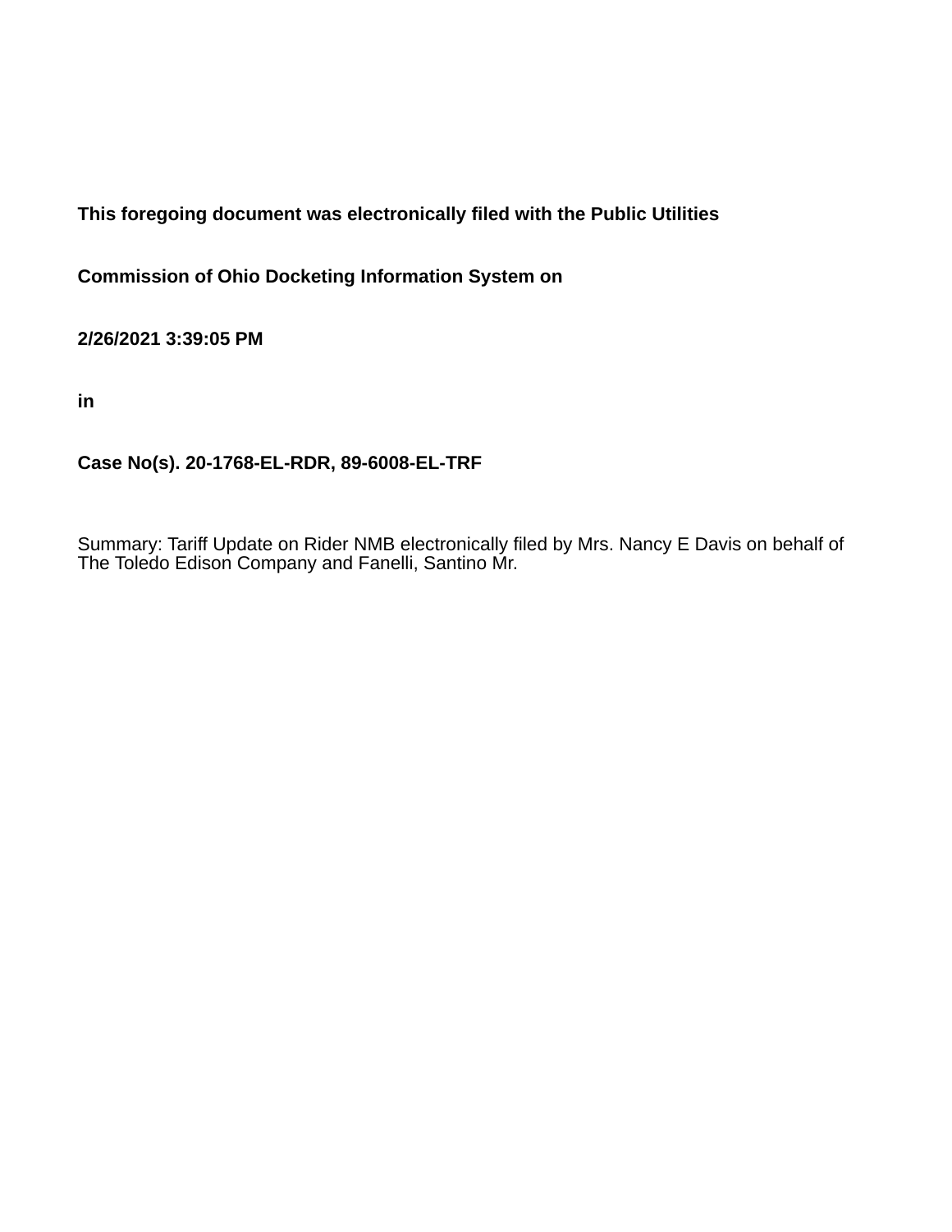**This foregoing document was electronically filed with the Public Utilities**

**Commission of Ohio Docketing Information System on**

**2/26/2021 3:39:05 PM**

**in**

**Case No(s). 20-1768-EL-RDR, 89-6008-EL-TRF**

Summary: Tariff Update on Rider NMB electronically filed by Mrs. Nancy E Davis on behalf of The Toledo Edison Company and Fanelli, Santino Mr.